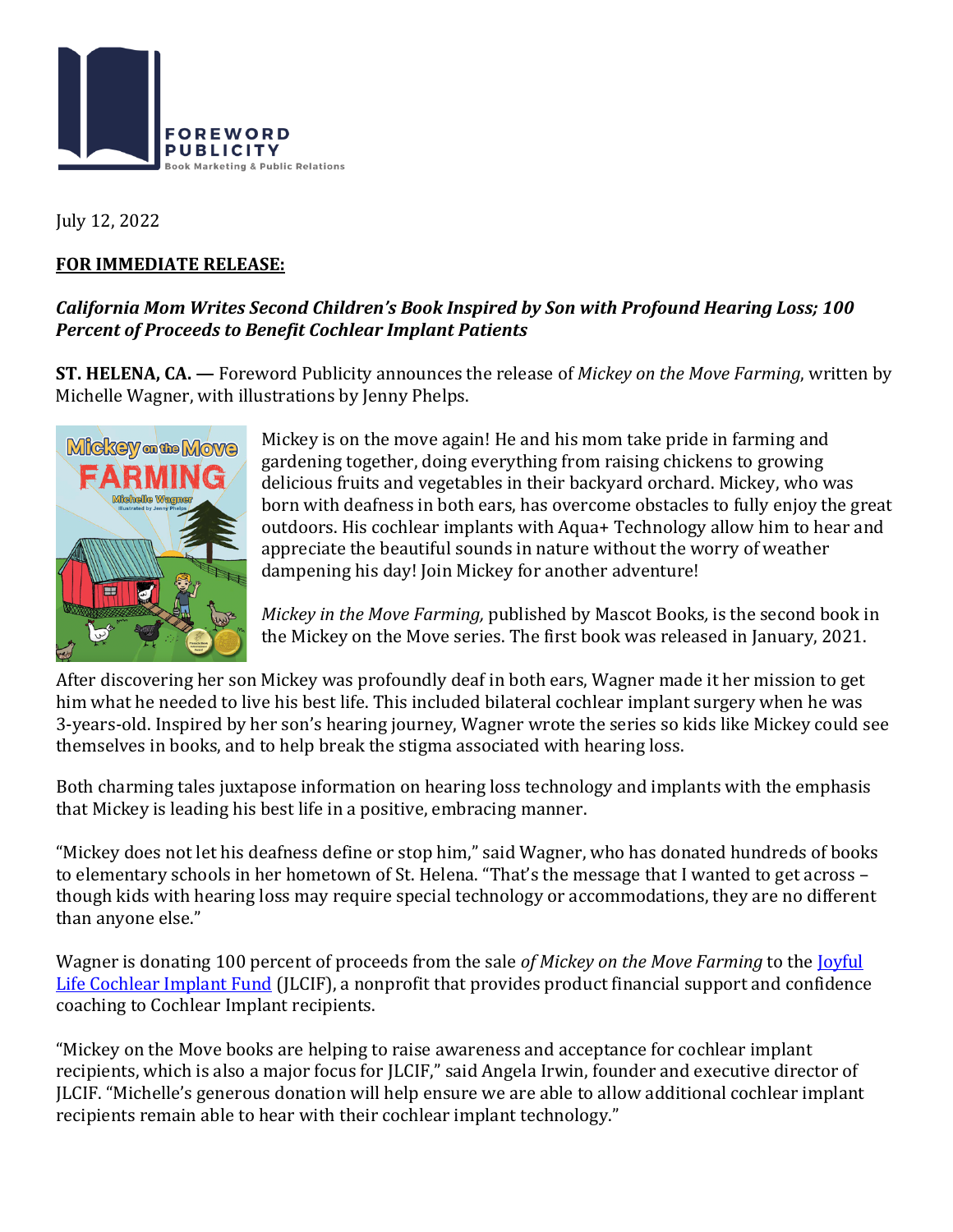FOREWORD PUBLICITY
Book Marketing & Public Relations

July 12, 2022

**FOR IMMEDIATE RELEASE:**

***California Mom Writes Second Children's Book Inspired by Son with Profound Hearing Loss; 100 Percent of Proceeds to Benefit Cochlear Implant Patients***

**ST. HELENA, CA. —** Foreword Publicity announces the release of *Mickey on the Move Farming*, written by Michelle Wagner, with illustrations by Jenny Phelps.

Mickey is on the move again! He and his mom take pride in farming and gardening together, doing everything from raising chickens to growing delicious fruits and vegetables in their backyard orchard. Mickey, who was born with deafness in both ears, has overcome obstacles to fully enjoy the great outdoors. His cochlear implants with Aqua+ Technology allow him to hear and appreciate the beautiful sounds in nature without the worry of weather dampening his day! Join Mickey for another adventure!

*Mickey in the Move Farming,* published by Mascot Books*,* is the second book in the Mickey on the Move series. The first book was released in January, 2021.

After discovering her son Mickey was profoundly deaf in both ears, Wagner made it her mission to get him what he needed to live his best life. This included bilateral cochlear implant surgery when he was 3-years-old. Inspired by her son's hearing journey, Wagner wrote the series so kids like Mickey could see themselves in books, and to help break the stigma associated with hearing loss.

Both charming tales juxtapose information on hearing loss technology and implants with the emphasis that Mickey is leading his best life in a positive, embracing manner.

"Mickey does not let his deafness define or stop him," said Wagner, who has donated hundreds of books to elementary schools in her hometown of St. Helena. "That's the message that I wanted to get across – though kids with hearing loss may require special technology or accommodations, they are no different than anyone else."

Wagner is donating 100 percent of proceeds from the sale *of Mickey on the Move Farming* to the Joyful Life Cochlear Implant Fund (JLCIF), a nonprofit that provides product financial support and confidence coaching to Cochlear Implant recipients.

"Mickey on the Move books are helping to raise awareness and acceptance for cochlear implant recipients, which is also a major focus for JLCIF," said Angela Irwin, founder and executive director of JLCIF. "Michelle's generous donation will help ensure we are able to allow additional cochlear implant recipients remain able to hear with their cochlear implant technology."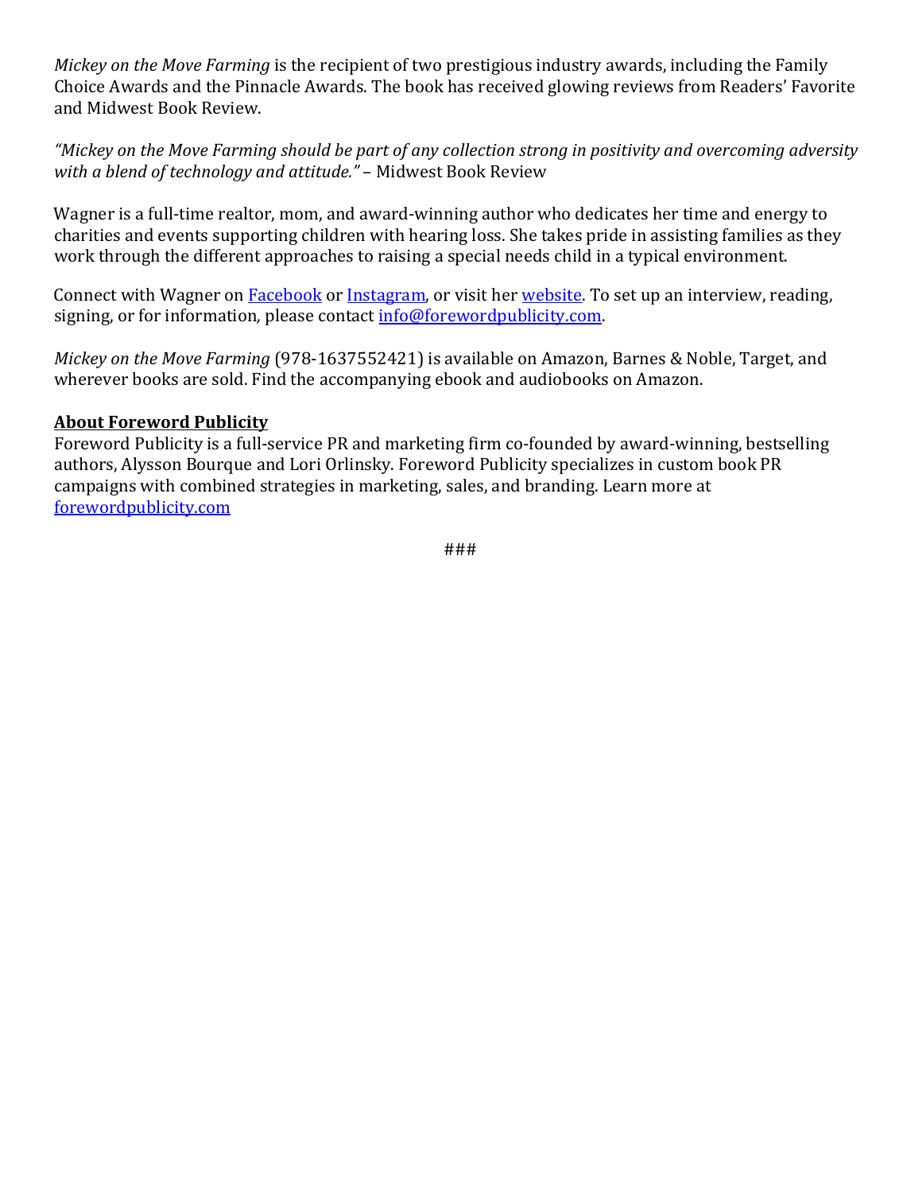*Mickey on the Move Farming* is the recipient of two prestigious industry awards, including the Family Choice Awards and the Pinnacle Awards. The book has received glowing reviews from Readers' Favorite and Midwest Book Review.

*"Mickey on the Move Farming should be part of any collection strong in positivity and overcoming adversity with a blend of technology and attitude."* – Midwest Book Review

Wagner is a full-time realtor, mom, and award-winning author who dedicates her time and energy to charities and events supporting children with hearing loss. She takes pride in assisting families as they work through the different approaches to raising a special needs child in a typical environment.

Connect with Wagner on [Facebook]() or [Instagram](), or visit her [website](). To set up an interview, reading, signing, or for information, please contact [info@forewordpublicity.com](mailto:info@forewordpublicity.com).

*Mickey on the Move Farming* (978-1637552421) is available on Amazon, Barnes & Noble, Target, and wherever books are sold. Find the accompanying ebook and audiobooks on Amazon.

**About Foreword Publicity**

Foreword Publicity is a full-service PR and marketing firm co-founded by award-winning, bestselling authors, Alysson Bourque and Lori Orlinsky. Foreword Publicity specializes in custom book PR campaigns with combined strategies in marketing, sales, and branding. Learn more at [forewordpublicity.com]()

###